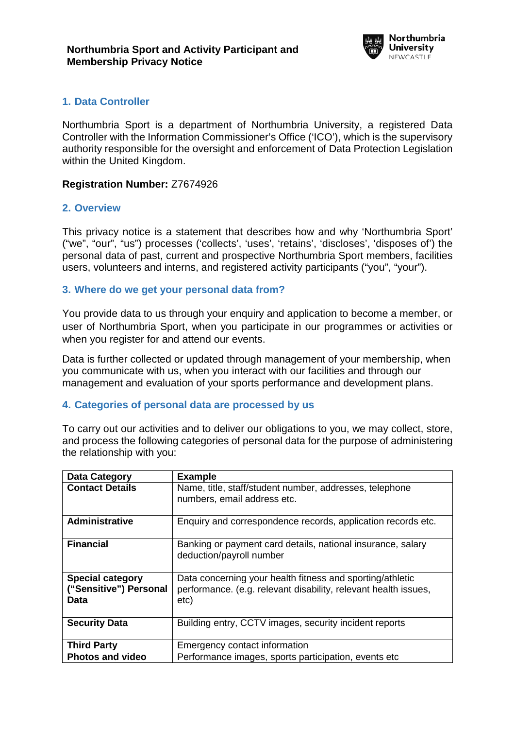# Northumbria Sport and Activity Participant and Membership Privacy Notice

## 1. Data Controller

Northumbria Sport is a department of Northumbria University, a registered Data Controller with the Information Commissioner's Office ('ICO'), which is the supervisory authority responsible for the oversight and enforcement of Data Protection Legislation within the United Kingdom.

**Registration Number:** Z7674926

## 2. Overview

This privacy notice is a statement that describes how and why 'Northumbria Sport' ("we", "our", "us") processes ('collects', 'uses', 'retains', 'discloses', 'disposes of') the personal data of past, current and prospective Northumbria Sport members, facilities users, volunteers and interns, and registered activity participants ("you", "your").

## 3. Where do we get your personal data from?

You provide data to us through your enquiry and application to become a member, or user of Northumbria Sport, when you participate in our programmes or activities or when you register for and attend our events.

Data is further collected or updated through management of your membership, when you communicate with us, when you interact with our facilities and through our management and evaluation of your sports performance and development plans.

## 4. Categories of personal data are processed by us

To carry out our activities and to deliver our obligations to you, we may collect, store, and process the following categories of personal data for the purpose of administering the relationship with you:

| Data Category | Example |
|---|---|
| **Contact Details** | Name, title, staff/student number, addresses, telephone numbers, email address etc. |
| **Administrative** | Enquiry and correspondence records, application records etc. |
| **Financial** | Banking or payment card details, national insurance, salary deduction/payroll number |
| **Special category ("Sensitive") Personal Data** | Data concerning your health fitness and sporting/athletic performance. (e.g. relevant disability, relevant health issues, etc) |
| **Security Data** | Building entry, CCTV images, security incident reports |
| **Third Party** | Emergency contact information |
| **Photos and video** | Performance images, sports participation, events etc |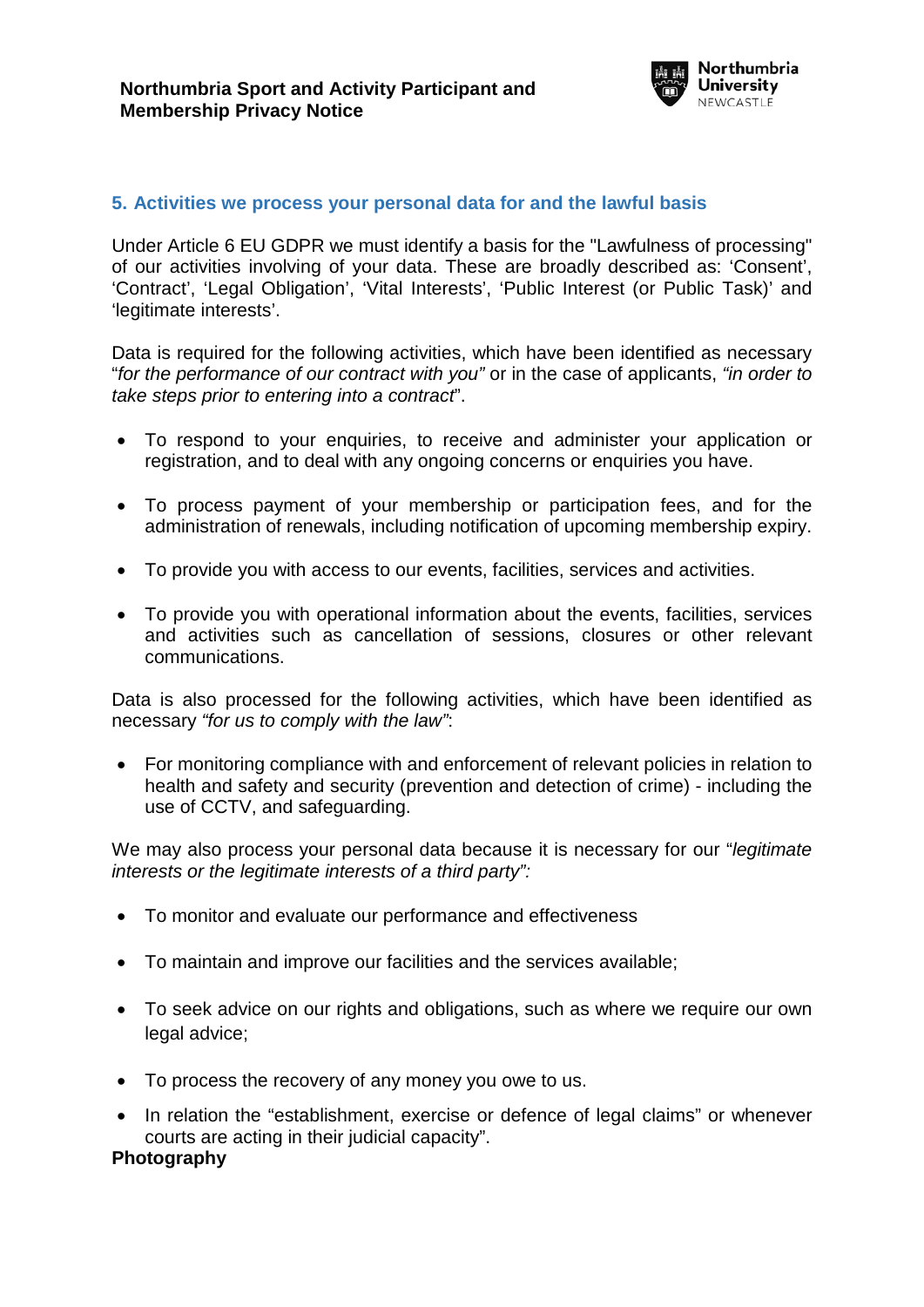## 5. Activities we process your personal data for and the lawful basis

Under Article 6 EU GDPR we must identify a basis for the "Lawfulness of processing" of our activities involving your data. These are broadly described as: 'Consent', 'Contract', 'Legal Obligation', 'Vital Interests', 'Public Interest (or Public Task)' and 'legitimate interests'.

Data is required for the following activities, which have been identified as necessary "*for the performance of our contract with you"* or in the case of applicants, *"in order to take steps prior to entering into a contract*".

- To respond to your enquiries, to receive and administer your application or registration, and to deal with any ongoing concerns or enquiries you have.
- To process payment of your membership or participation fees, and for the administration of renewals, including notification of upcoming membership expiry.
- To provide you with access to our events, facilities, services and activities.
- To provide you with operational information about the events, facilities, services and activities such as cancellation of sessions, closures or other relevant communications.

Data is also processed for the following activities, which have been identified as necessary *"for us to comply with the law"*:

- For monitoring compliance with and enforcement of relevant policies in relation to health and safety and security (prevention and detection of crime) - including the use of CCTV, and safeguarding.

We may also process your personal data because it is necessary for our "*legitimate interests or the legitimate interests of a third party":*

- To monitor and evaluate our performance and effectiveness
- To maintain and improve our facilities and the services available;
- To seek advice on our rights and obligations, such as where we require our own legal advice;
- To process the recovery of any money you owe to us.
- In relation the "establishment, exercise or defence of legal claims" or whenever courts are acting in their judicial capacity".

**Photography**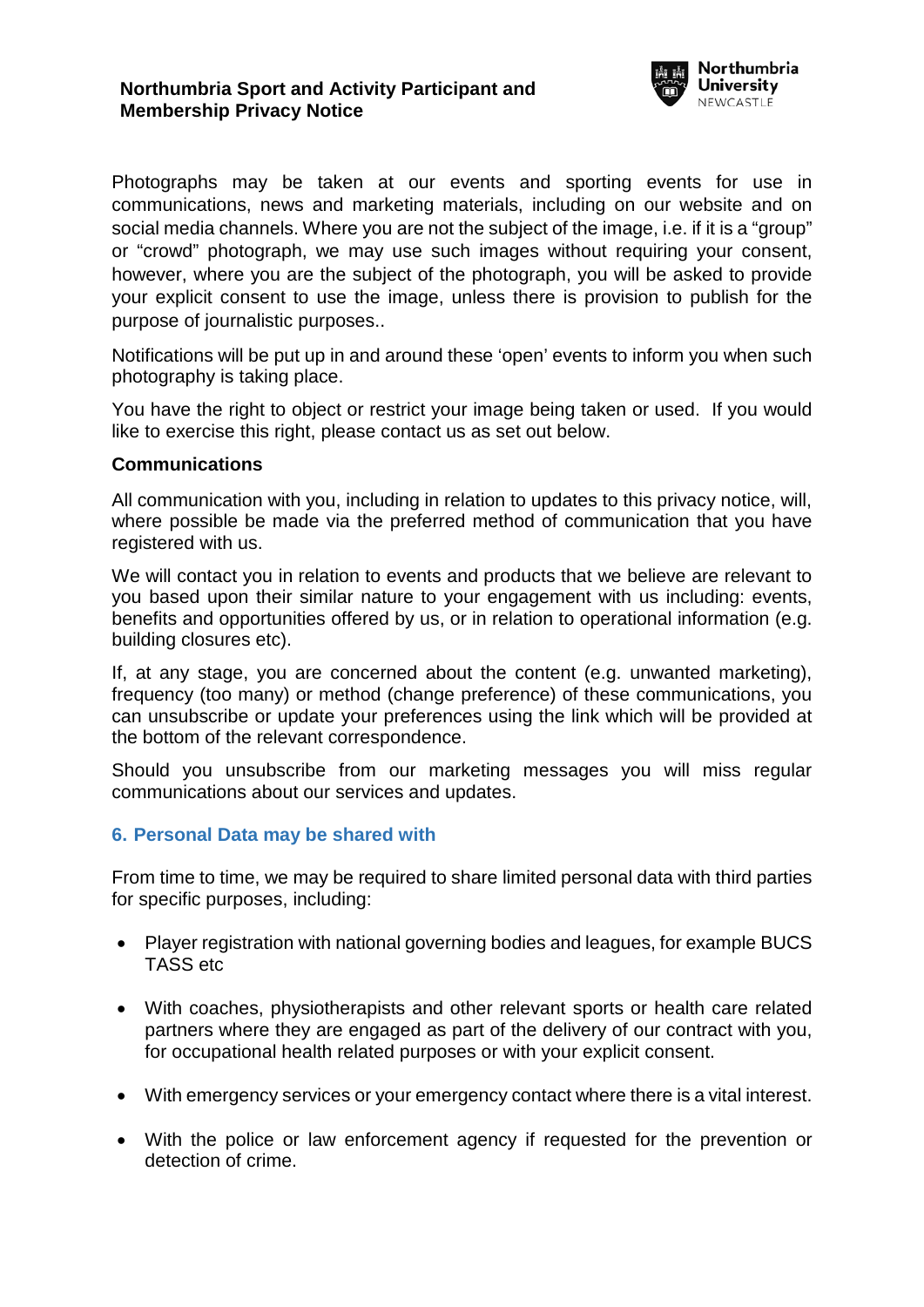Photographs may be taken at our events and sporting events for use in communications, news and marketing materials, including on our website and on social media channels. Where you are not the subject of the image, i.e. if it is a "group" or "crowd" photograph, we may use such images without requiring your consent, however, where you are the subject of the photograph, you will be asked to provide your explicit consent to use the image, unless there is provision to publish for the purpose of journalistic purposes..

Notifications will be put up in and around these 'open' events to inform you when such photography is taking place.

You have the right to object or restrict your image being taken or used. If you would like to exercise this right, please contact us as set out below.

**Communications**

All communication with you, including in relation to updates to this privacy notice, will, where possible be made via the preferred method of communication that you have registered with us.

We will contact you in relation to events and products that we believe are relevant to you based upon their similar nature to your engagement with us including: events, benefits and opportunities offered by us, or in relation to operational information (e.g. building closures etc).

If, at any stage, you are concerned about the content (e.g. unwanted marketing), frequency (too many) or method (change preference) of these communications, you can unsubscribe or update your preferences using the link which will be provided at the bottom of the relevant correspondence.

Should you unsubscribe from our marketing messages you will miss regular communications about our services and updates.

## 6. Personal Data may be shared with

From time to time, we may be required to share limited personal data with third parties for specific purposes, including:

- Player registration with national governing bodies and leagues, for example BUCS TASS etc
- With coaches, physiotherapists and other relevant sports or health care related partners where they are engaged as part of the delivery of our contract with you, for occupational health related purposes or with your explicit consent.
- With emergency services or your emergency contact where there is a vital interest.
- With the police or law enforcement agency if requested for the prevention or detection of crime.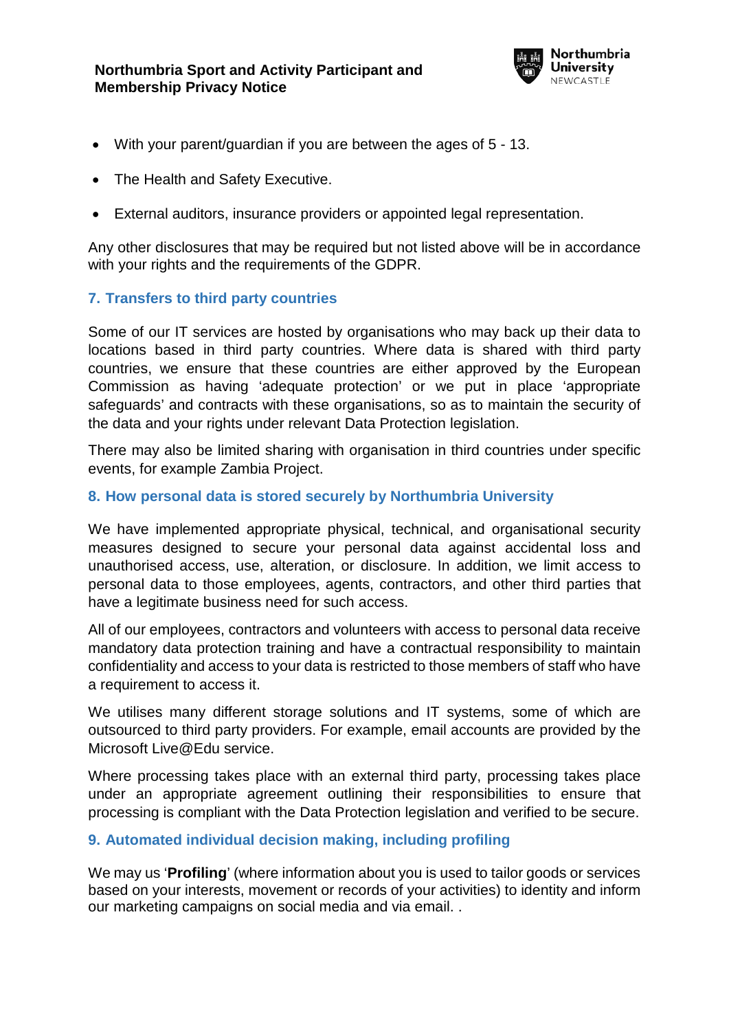- With your parent/guardian if you are between the ages of 5 - 13.
- The Health and Safety Executive.
- External auditors, insurance providers or appointed legal representation.

Any other disclosures that may be required but not listed above will be in accordance with your rights and the requirements of the GDPR.

## 7. Transfers to third party countries

Some of our IT services are hosted by organisations who may back up their data to locations based in third party countries. Where data is shared with third party countries, we ensure that these countries are either approved by the European Commission as having 'adequate protection' or we put in place 'appropriate safeguards' and contracts with these organisations, so as to maintain the security of the data and your rights under relevant Data Protection legislation.

There may also be limited sharing with organisation in third countries under specific events, for example Zambia Project.

## 8. How personal data is stored securely by Northumbria University

We have implemented appropriate physical, technical, and organisational security measures designed to secure your personal data against accidental loss and unauthorised access, use, alteration, or disclosure. In addition, we limit access to personal data to those employees, agents, contractors, and other third parties that have a legitimate business need for such access.

All of our employees, contractors and volunteers with access to personal data receive mandatory data protection training and have a contractual responsibility to maintain confidentiality and access to your data is restricted to those members of staff who have a requirement to access it.

We utilises many different storage solutions and IT systems, some of which are outsourced to third party providers. For example, email accounts are provided by the Microsoft Live@Edu service.

Where processing takes place with an external third party, processing takes place under an appropriate agreement outlining their responsibilities to ensure that processing is compliant with the Data Protection legislation and verified to be secure.

## 9. Automated individual decision making, including profiling

We may us '**Profiling**' (where information about you is used to tailor goods or services based on your interests, movement or records of your activities) to identity and inform our marketing campaigns on social media and via email. .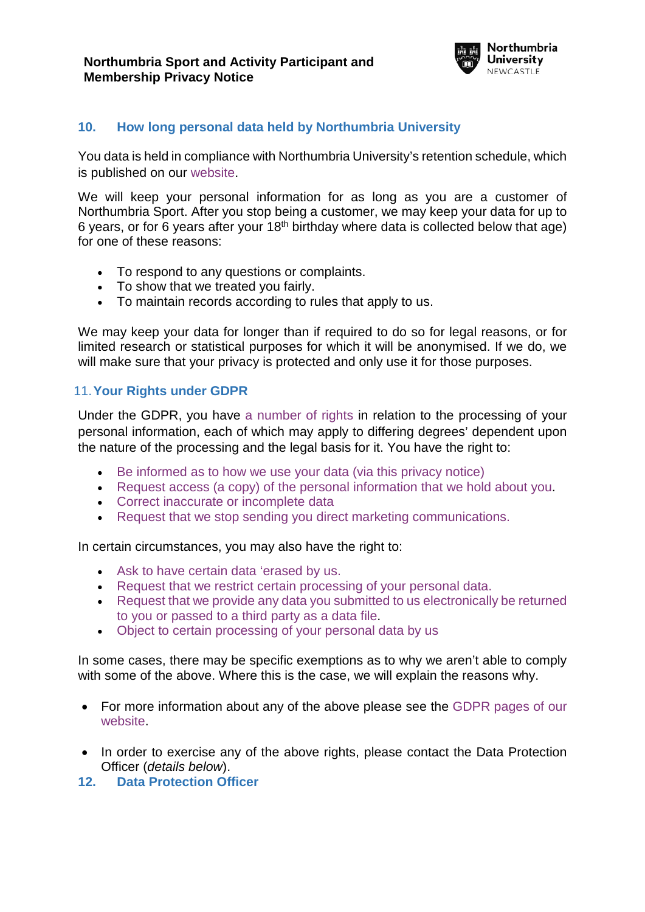## 10. How long personal data held by Northumbria University

You data is held in compliance with Northumbria University's retention schedule, which is published on our website.

We will keep your personal information for as long as you are a customer of Northumbria Sport. After you stop being a customer, we may keep your data for up to 6 years, or for 6 years after your 18th birthday where data is collected below that age) for one of these reasons:

- To respond to any questions or complaints.
- To show that we treated you fairly.
- To maintain records according to rules that apply to us.

We may keep your data for longer than if required to do so for legal reasons, or for limited research or statistical purposes for which it will be anonymised. If we do, we will make sure that your privacy is protected and only use it for those purposes.

## 11. Your Rights under GDPR

Under the GDPR, you have a number of rights in relation to the processing of your personal information, each of which may apply to differing degrees' dependent upon the nature of the processing and the legal basis for it. You have the right to:

- Be informed as to how we use your data (via this privacy notice)
- Request access (a copy) of the personal information that we hold about you.
- Correct inaccurate or incomplete data
- Request that we stop sending you direct marketing communications.

In certain circumstances, you may also have the right to:

- Ask to have certain data 'erased by us.
- Request that we restrict certain processing of your personal data.
- Request that we provide any data you submitted to us electronically be returned to you or passed to a third party as a data file.
- Object to certain processing of your personal data by us

In some cases, there may be specific exemptions as to why we aren't able to comply with some of the above. Where this is the case, we will explain the reasons why.

- For more information about any of the above please see the GDPR pages of our website.

- In order to exercise any of the above rights, please contact the Data Protection Officer (*details below*).

## 12. Data Protection Officer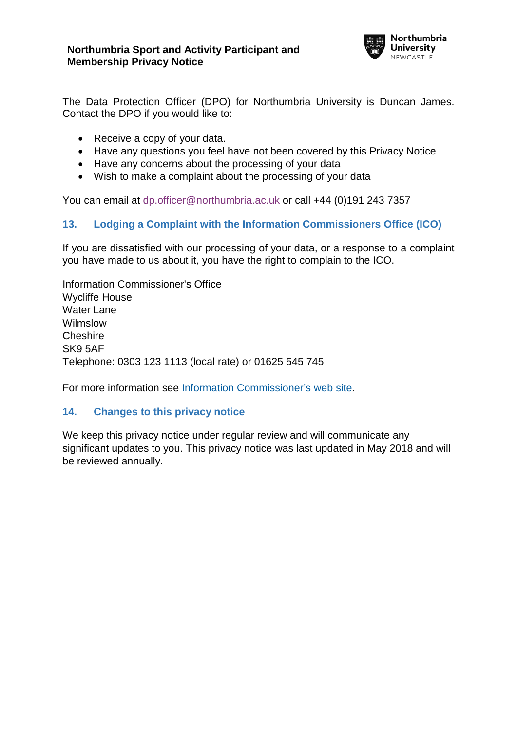The Data Protection Officer (DPO) for Northumbria University is Duncan James. Contact the DPO if you would like to:

- Receive a copy of your data.
- Have any questions you feel have not been covered by this Privacy Notice
- Have any concerns about the processing of your data
- Wish to make a complaint about the processing of your data

You can email at dp.officer@northumbria.ac.uk or call +44 (0)191 243 7357

## 13. Lodging a Complaint with the Information Commissioners Office (ICO)

If you are dissatisfied with our processing of your data, or a response to a complaint you have made to us about it, you have the right to complain to the ICO.

Information Commissioner's Office
Wycliffe House
Water Lane
Wilmslow
Cheshire
SK9 5AF
Telephone: 0303 123 1113 (local rate) or 01625 545 745

For more information see Information Commissioner's web site.

## 14. Changes to this privacy notice

We keep this privacy notice under regular review and will communicate any significant updates to you. This privacy notice was last updated in May 2018 and will be reviewed annually.